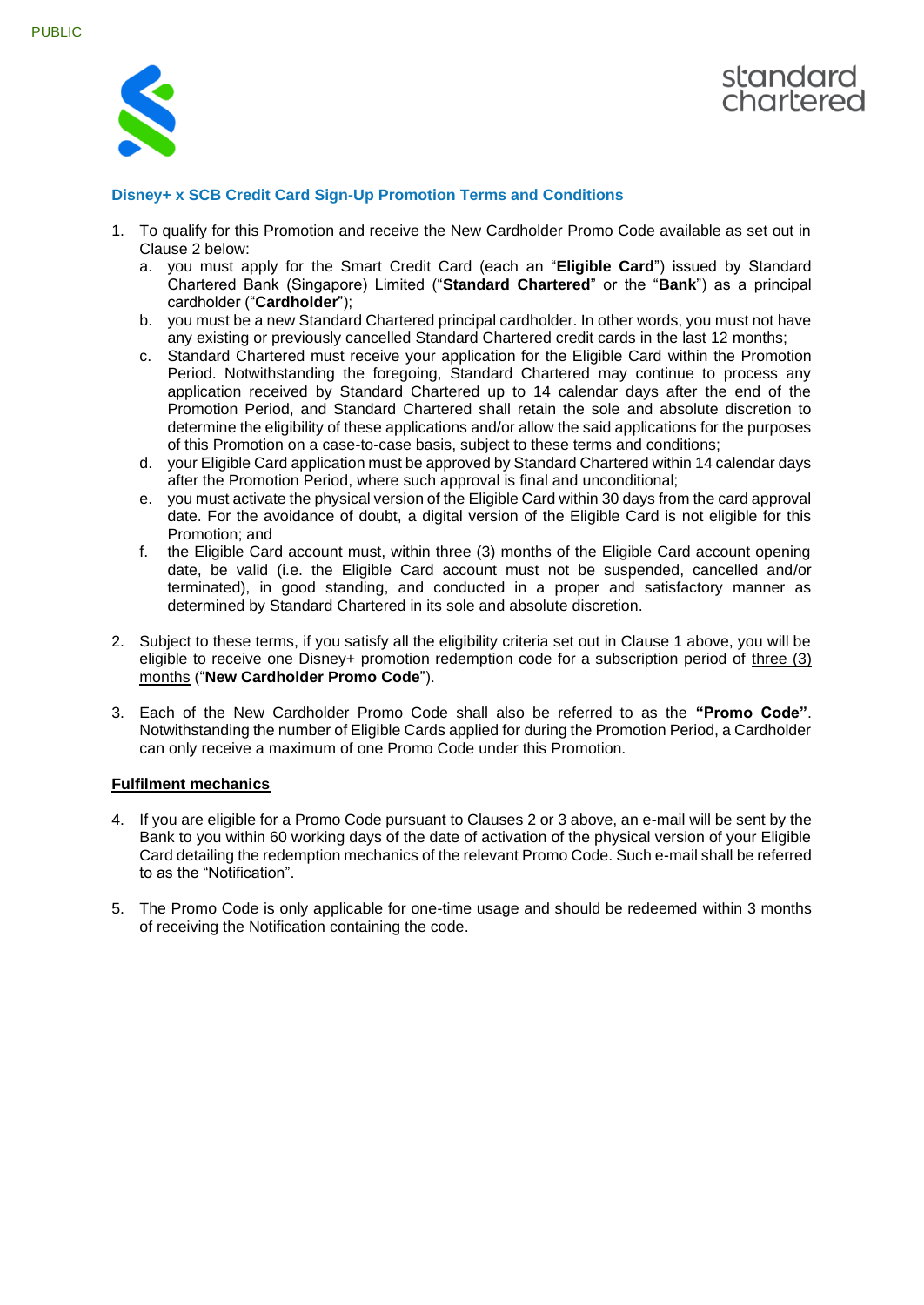PUBLIC

## Disney+ x SCB Credit Card Sign-Up Promotion Terms and Conditions

1. To qualify for this Promotion and receive the New Cardholder Promo Code available as set out in Clause 2 below:
   a. you must apply for the Smart Credit Card (each an "**Eligible Card**") issued by Standard Chartered Bank (Singapore) Limited ("**Standard Chartered**" or the "**Bank**") as a principal cardholder ("**Cardholder**");
   b. you must be a new Standard Chartered principal cardholder. In other words, you must not have any existing or previously cancelled Standard Chartered credit cards in the last 12 months;
   c. Standard Chartered must receive your application for the Eligible Card within the Promotion Period. Notwithstanding the foregoing, Standard Chartered may continue to process any application received by Standard Chartered up to 14 calendar days after the end of the Promotion Period, and Standard Chartered shall retain the sole and absolute discretion to determine the eligibility of these applications and/or allow the said applications for the purposes of this Promotion on a case-to-case basis, subject to these terms and conditions;
   d. your Eligible Card application must be approved by Standard Chartered within 14 calendar days after the Promotion Period, where such approval is final and unconditional;
   e. you must activate the physical version of the Eligible Card within 30 days from the card approval date. For the avoidance of doubt, a digital version of the Eligible Card is not eligible for this Promotion; and
   f. the Eligible Card account must, within three (3) months of the Eligible Card account opening date, be valid (i.e. the Eligible Card account must not be suspended, cancelled and/or terminated), in good standing, and conducted in a proper and satisfactory manner as determined by Standard Chartered in its sole and absolute discretion.

2. Subject to these terms, if you satisfy all the eligibility criteria set out in Clause 1 above, you will be eligible to receive one Disney+ promotion redemption code for a subscription period of <u>three (3) months</u> ("**New Cardholder Promo Code**").

3. Each of the New Cardholder Promo Code shall also be referred to as the **"Promo Code"**. Notwithstanding the number of Eligible Cards applied for during the Promotion Period, a Cardholder can only receive a maximum of one Promo Code under this Promotion.

**<u>Fulfilment mechanics</u>**

4. If you are eligible for a Promo Code pursuant to Clauses 2 or 3 above, an e-mail will be sent by the Bank to you within 60 working days of the date of activation of the physical version of your Eligible Card detailing the redemption mechanics of the relevant Promo Code. Such e-mail shall be referred to as the "Notification".

5. The Promo Code is only applicable for one-time usage and should be redeemed within 3 months of receiving the Notification containing the code.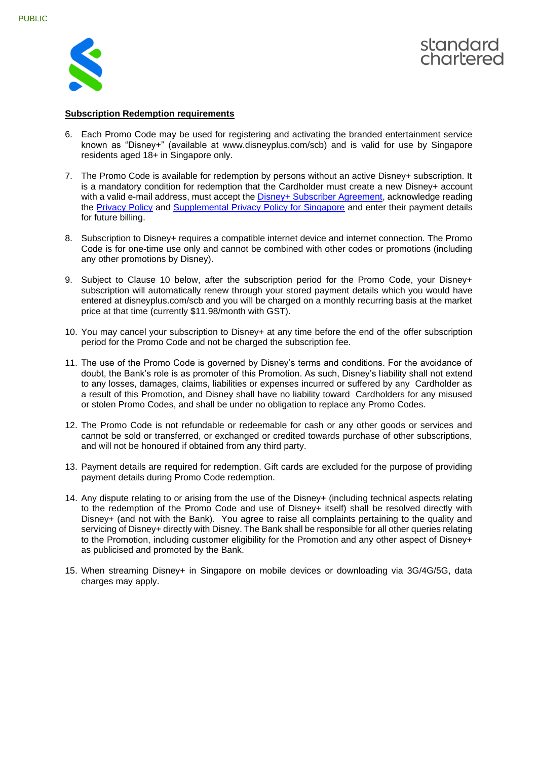**Subscription Redemption requirements**

6. Each Promo Code may be used for registering and activating the branded entertainment service known as "Disney+" (available at www.disneyplus.com/scb) and is valid for use by Singapore residents aged 18+ in Singapore only.

7. The Promo Code is available for redemption by persons without an active Disney+ subscription. It is a mandatory condition for redemption that the Cardholder must create a new Disney+ account with a valid e-mail address, must accept the Disney+ Subscriber Agreement, acknowledge reading the Privacy Policy and Supplemental Privacy Policy for Singapore and enter their payment details for future billing.

8. Subscription to Disney+ requires a compatible internet device and internet connection. The Promo Code is for one-time use only and cannot be combined with other codes or promotions (including any other promotions by Disney).

9. Subject to Clause 10 below, after the subscription period for the Promo Code, your Disney+ subscription will automatically renew through your stored payment details which you would have entered at disneyplus.com/scb and you will be charged on a monthly recurring basis at the market price at that time (currently $11.98/month with GST).

10. You may cancel your subscription to Disney+ at any time before the end of the offer subscription period for the Promo Code and not be charged the subscription fee.

11. The use of the Promo Code is governed by Disney's terms and conditions. For the avoidance of doubt, the Bank's role is as promoter of this Promotion. As such, Disney's liability shall not extend to any losses, damages, claims, liabilities or expenses incurred or suffered by any Cardholder as a result of this Promotion, and Disney shall have no liability toward Cardholders for any misused or stolen Promo Codes, and shall be under no obligation to replace any Promo Codes.

12. The Promo Code is not refundable or redeemable for cash or any other goods or services and cannot be sold or transferred, or exchanged or credited towards purchase of other subscriptions, and will not be honoured if obtained from any third party.

13. Payment details are required for redemption. Gift cards are excluded for the purpose of providing payment details during Promo Code redemption.

14. Any dispute relating to or arising from the use of the Disney+ (including technical aspects relating to the redemption of the Promo Code and use of Disney+ itself) shall be resolved directly with Disney+ (and not with the Bank). You agree to raise all complaints pertaining to the quality and servicing of Disney+ directly with Disney. The Bank shall be responsible for all other queries relating to the Promotion, including customer eligibility for the Promotion and any other aspect of Disney+ as publicised and promoted by the Bank.

15. When streaming Disney+ in Singapore on mobile devices or downloading via 3G/4G/5G, data charges may apply.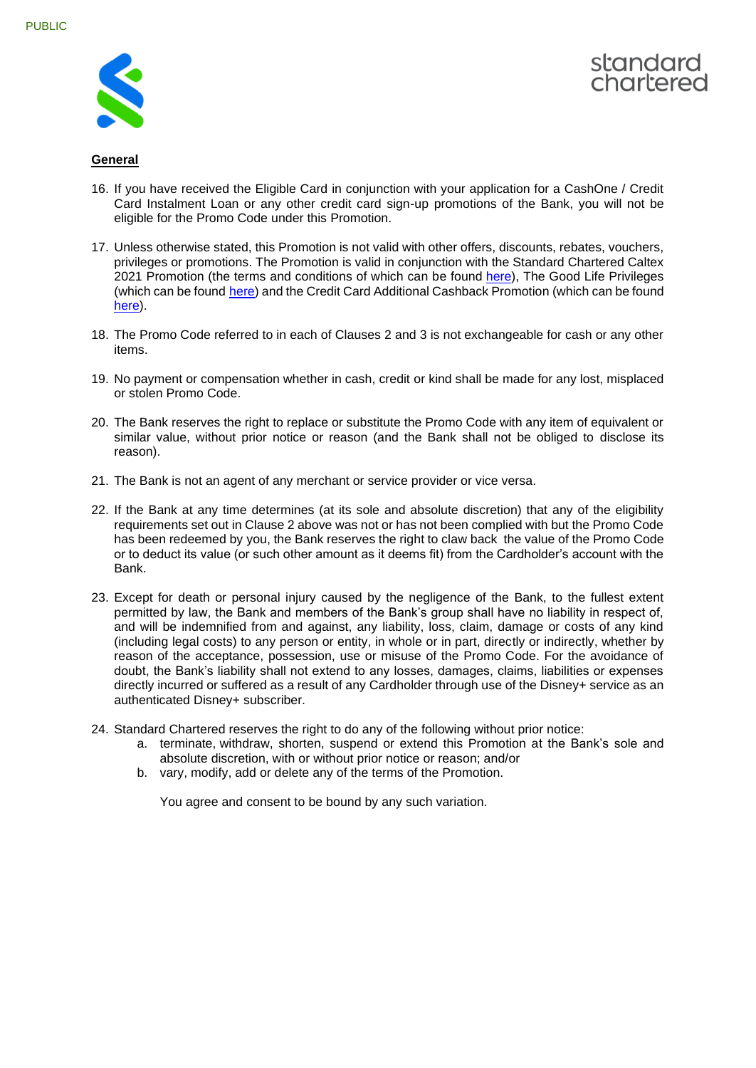## General

16. If you have received the Eligible Card in conjunction with your application for a CashOne / Credit Card Instalment Loan or any other credit card sign-up promotions of the Bank, you will not be eligible for the Promo Code under this Promotion.

17. Unless otherwise stated, this Promotion is not valid with other offers, discounts, rebates, vouchers, privileges or promotions. The Promotion is valid in conjunction with the Standard Chartered Caltex 2021 Promotion (the terms and conditions of which can be found here), The Good Life Privileges (which can be found here) and the Credit Card Additional Cashback Promotion (which can be found here).

18. The Promo Code referred to in each of Clauses 2 and 3 is not exchangeable for cash or any other items.

19. No payment or compensation whether in cash, credit or kind shall be made for any lost, misplaced or stolen Promo Code.

20. The Bank reserves the right to replace or substitute the Promo Code with any item of equivalent or similar value, without prior notice or reason (and the Bank shall not be obliged to disclose its reason).

21. The Bank is not an agent of any merchant or service provider or vice versa.

22. If the Bank at any time determines (at its sole and absolute discretion) that any of the eligibility requirements set out in Clause 2 above was not or has not been complied with but the Promo Code has been redeemed by you, the Bank reserves the right to claw back the value of the Promo Code or to deduct its value (or such other amount as it deems fit) from the Cardholder's account with the Bank.

23. Except for death or personal injury caused by the negligence of the Bank, to the fullest extent permitted by law, the Bank and members of the Bank's group shall have no liability in respect of, and will be indemnified from and against, any liability, loss, claim, damage or costs of any kind (including legal costs) to any person or entity, in whole or in part, directly or indirectly, whether by reason of the acceptance, possession, use or misuse of the Promo Code. For the avoidance of doubt, the Bank's liability shall not extend to any losses, damages, claims, liabilities or expenses directly incurred or suffered as a result of any Cardholder through use of the Disney+ service as an authenticated Disney+ subscriber.

24. Standard Chartered reserves the right to do any of the following without prior notice:
    a. terminate, withdraw, shorten, suspend or extend this Promotion at the Bank's sole and absolute discretion, with or without prior notice or reason; and/or
    b. vary, modify, add or delete any of the terms of the Promotion.

    You agree and consent to be bound by any such variation.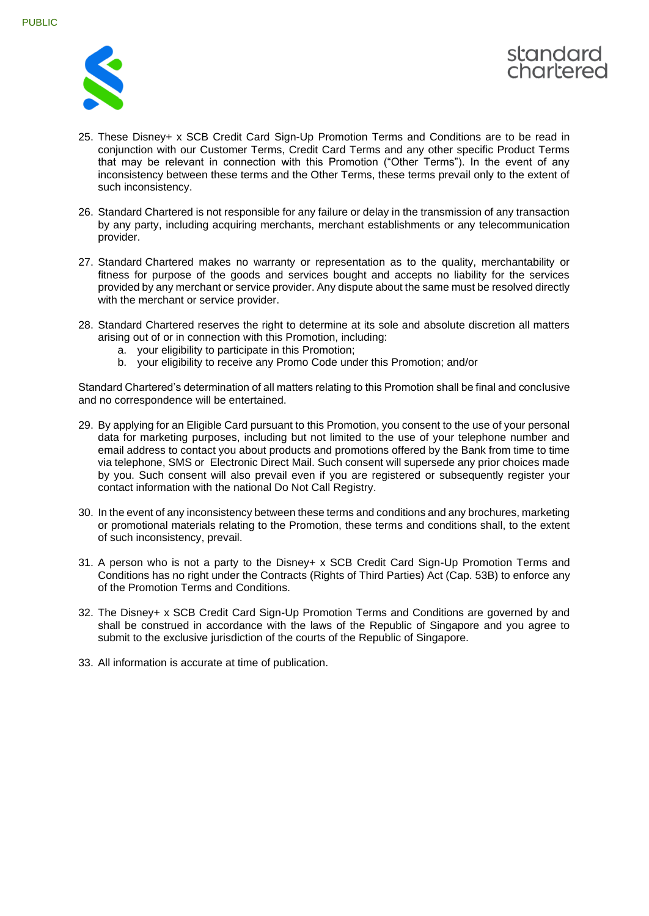25. These Disney+ x SCB Credit Card Sign-Up Promotion Terms and Conditions are to be read in conjunction with our Customer Terms, Credit Card Terms and any other specific Product Terms that may be relevant in connection with this Promotion ("Other Terms"). In the event of any inconsistency between these terms and the Other Terms, these terms prevail only to the extent of such inconsistency.

26. Standard Chartered is not responsible for any failure or delay in the transmission of any transaction by any party, including acquiring merchants, merchant establishments or any telecommunication provider.

27. Standard Chartered makes no warranty or representation as to the quality, merchantability or fitness for purpose of the goods and services bought and accepts no liability for the services provided by any merchant or service provider. Any dispute about the same must be resolved directly with the merchant or service provider.

28. Standard Chartered reserves the right to determine at its sole and absolute discretion all matters arising out of or in connection with this Promotion, including:
    a. your eligibility to participate in this Promotion;
    b. your eligibility to receive any Promo Code under this Promotion; and/or

Standard Chartered's determination of all matters relating to this Promotion shall be final and conclusive and no correspondence will be entertained.

29. By applying for an Eligible Card pursuant to this Promotion, you consent to the use of your personal data for marketing purposes, including but not limited to the use of your telephone number and email address to contact you about products and promotions offered by the Bank from time to time via telephone, SMS or Electronic Direct Mail. Such consent will supersede any prior choices made by you. Such consent will also prevail even if you are registered or subsequently register your contact information with the national Do Not Call Registry.

30. In the event of any inconsistency between these terms and conditions and any brochures, marketing or promotional materials relating to the Promotion, these terms and conditions shall, to the extent of such inconsistency, prevail.

31. A person who is not a party to the Disney+ x SCB Credit Card Sign-Up Promotion Terms and Conditions has no right under the Contracts (Rights of Third Parties) Act (Cap. 53B) to enforce any of the Promotion Terms and Conditions.

32. The Disney+ x SCB Credit Card Sign-Up Promotion Terms and Conditions are governed by and shall be construed in accordance with the laws of the Republic of Singapore and you agree to submit to the exclusive jurisdiction of the courts of the Republic of Singapore.

33. All information is accurate at time of publication.